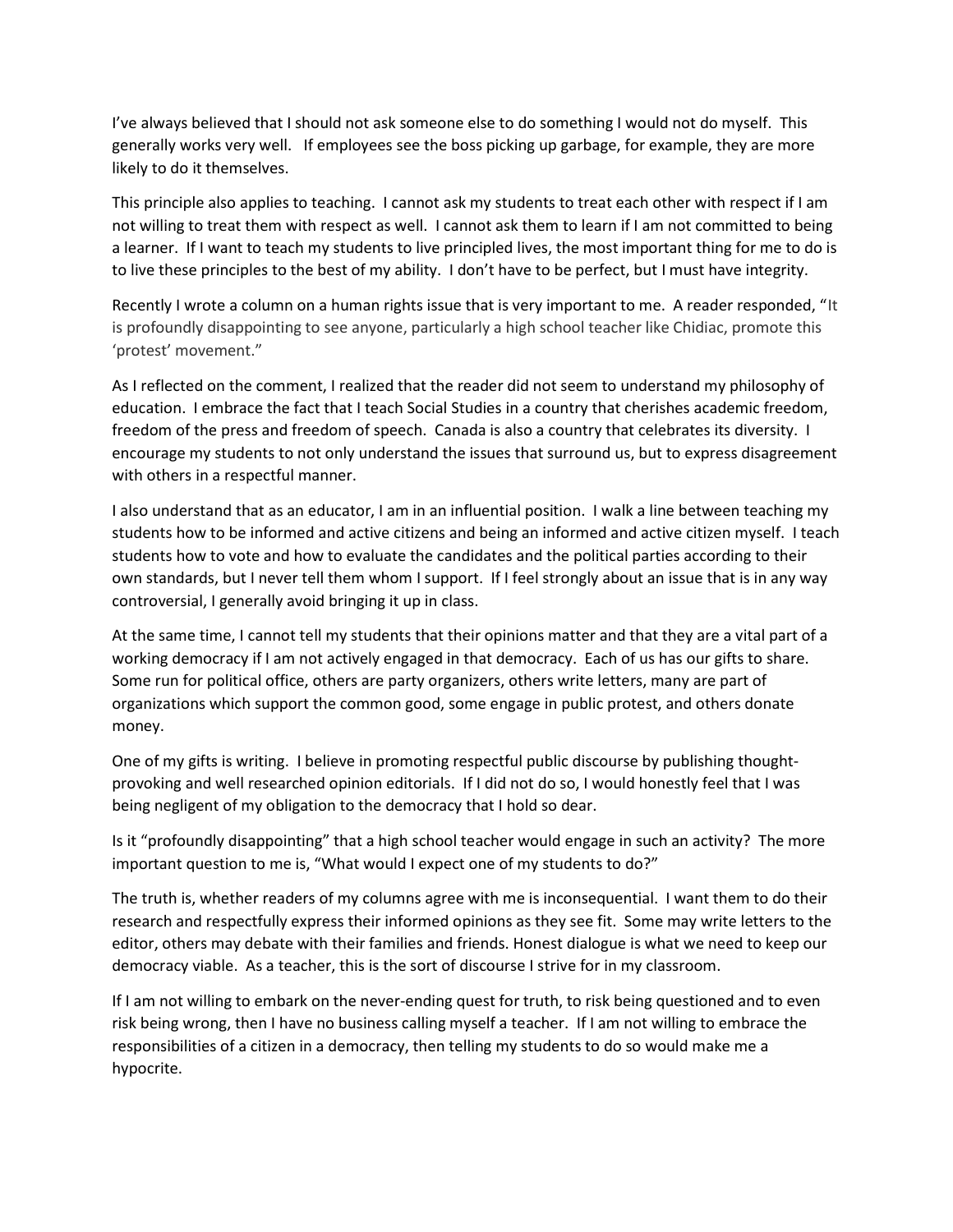I've always believed that I should not ask someone else to do something I would not do myself. This generally works very well. If employees see the boss picking up garbage, for example, they are more likely to do it themselves.

This principle also applies to teaching. I cannot ask my students to treat each other with respect if I am not willing to treat them with respect as well. I cannot ask them to learn if I am not committed to being a learner. If I want to teach my students to live principled lives, the most important thing for me to do is to live these principles to the best of my ability. I don't have to be perfect, but I must have integrity.

Recently I wrote a column on a human rights issue that is very important to me. A reader responded, "It is profoundly disappointing to see anyone, particularly a high school teacher like Chidiac, promote this 'protest' movement."

As I reflected on the comment, I realized that the reader did not seem to understand my philosophy of education. I embrace the fact that I teach Social Studies in a country that cherishes academic freedom, freedom of the press and freedom of speech. Canada is also a country that celebrates its diversity. I encourage my students to not only understand the issues that surround us, but to express disagreement with others in a respectful manner.

I also understand that as an educator, I am in an influential position. I walk a line between teaching my students how to be informed and active citizens and being an informed and active citizen myself. I teach students how to vote and how to evaluate the candidates and the political parties according to their own standards, but I never tell them whom I support. If I feel strongly about an issue that is in any way controversial, I generally avoid bringing it up in class.

At the same time, I cannot tell my students that their opinions matter and that they are a vital part of a working democracy if I am not actively engaged in that democracy. Each of us has our gifts to share. Some run for political office, others are party organizers, others write letters, many are part of organizations which support the common good, some engage in public protest, and others donate money.

One of my gifts is writing. I believe in promoting respectful public discourse by publishing thought-provoking and well researched opinion editorials. If I did not do so, I would honestly feel that I was being negligent of my obligation to the democracy that I hold so dear.

Is it "profoundly disappointing" that a high school teacher would engage in such an activity? The more important question to me is, "What would I expect one of my students to do?"

The truth is, whether readers of my columns agree with me is inconsequential. I want them to do their research and respectfully express their informed opinions as they see fit. Some may write letters to the editor, others may debate with their families and friends. Honest dialogue is what we need to keep our democracy viable. As a teacher, this is the sort of discourse I strive for in my classroom.

If I am not willing to embark on the never-ending quest for truth, to risk being questioned and to even risk being wrong, then I have no business calling myself a teacher. If I am not willing to embrace the responsibilities of a citizen in a democracy, then telling my students to do so would make me a hypocrite.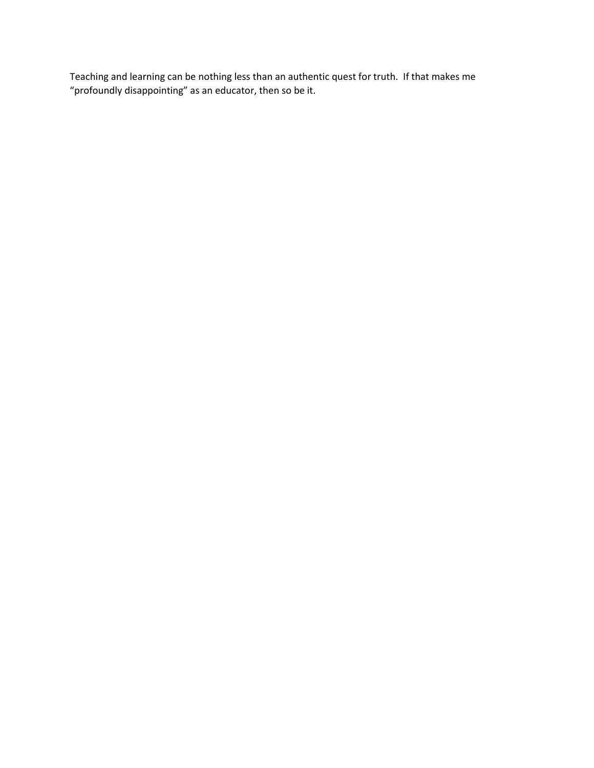Teaching and learning can be nothing less than an authentic quest for truth. If that makes me "profoundly disappointing" as an educator, then so be it.